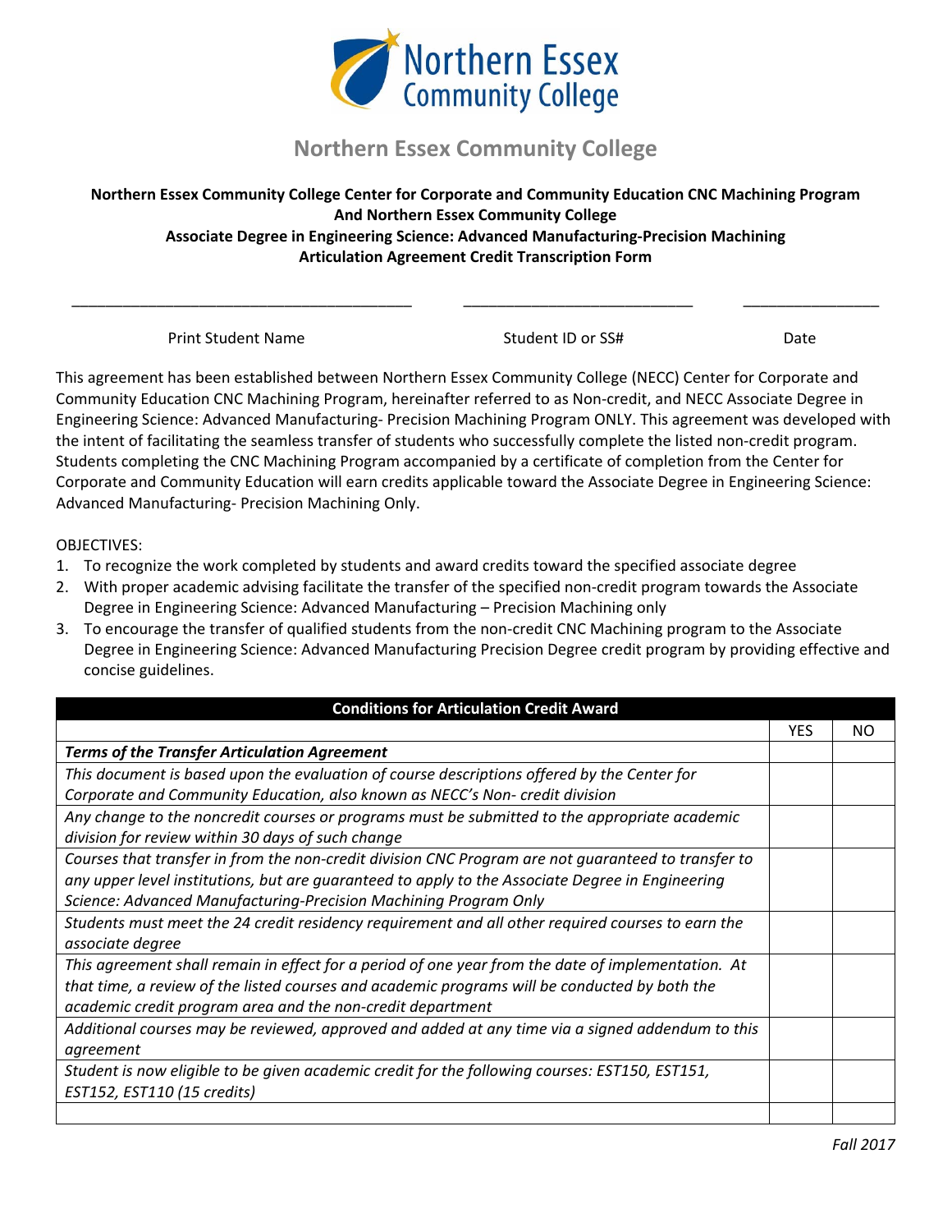# Northern Essex Community College

**Northern Essex Community College Center for Corporate and Community Education CNC Machining Program**
**And Northern Essex Community College**
**Associate Degree in Engineering Science: Advanced Manufacturing-Precision Machining**
**Articulation Agreement Credit Transcription Form**

\_\_\_\_\_\_\_\_\_\_\_\_\_\_\_\_\_\_\_\_\_\_\_\_\_\_\_\_\_\_\_\_\_\_\_\_\_\_\_\_ \_\_\_\_\_\_\_\_\_\_\_\_\_\_\_\_\_\_\_\_\_\_\_\_\_\_\_ \_\_\_\_\_\_\_\_\_\_\_\_\_\_\_\_

Print Student Name | Student ID or SS# | Date

This agreement has been established between Northern Essex Community College (NECC) Center for Corporate and Community Education CNC Machining Program, hereinafter referred to as Non-credit, and NECC Associate Degree in Engineering Science: Advanced Manufacturing- Precision Machining Program ONLY. This agreement was developed with the intent of facilitating the seamless transfer of students who successfully complete the listed non-credit program. Students completing the CNC Machining Program accompanied by a certificate of completion from the Center for Corporate and Community Education will earn credits applicable toward the Associate Degree in Engineering Science: Advanced Manufacturing- Precision Machining Only.

OBJECTIVES:

1. To recognize the work completed by students and award credits toward the specified associate degree
2. With proper academic advising facilitate the transfer of the specified non-credit program towards the Associate Degree in Engineering Science: Advanced Manufacturing – Precision Machining only
3. To encourage the transfer of qualified students from the non-credit CNC Machining program to the Associate Degree in Engineering Science: Advanced Manufacturing Precision Degree credit program by providing effective and concise guidelines.

| **Conditions for Articulation Credit Award** | | |
|---|---|---|
| | YES | NO |
| ***Terms of the Transfer Articulation Agreement*** | | |
| *This document is based upon the evaluation of course descriptions offered by the Center for Corporate and Community Education, also known as NECC's Non- credit division* | | |
| *Any change to the noncredit courses or programs must be submitted to the appropriate academic division for review within 30 days of such change* | | |
| *Courses that transfer in from the non-credit division CNC Program are not guaranteed to transfer to any upper level institutions, but are guaranteed to apply to the Associate Degree in Engineering Science: Advanced Manufacturing-Precision Machining Program Only* | | |
| *Students must meet the 24 credit residency requirement and all other required courses to earn the associate degree* | | |
| *This agreement shall remain in effect for a period of one year from the date of implementation. At that time, a review of the listed courses and academic programs will be conducted by both the academic credit program area and the non-credit department* | | |
| *Additional courses may be reviewed, approved and added at any time via a signed addendum to this agreement* | | |
| *Student is now eligible to be given academic credit for the following courses: EST150, EST151, EST152, EST110 (15 credits)* | | |
| | | |

*Fall 2017*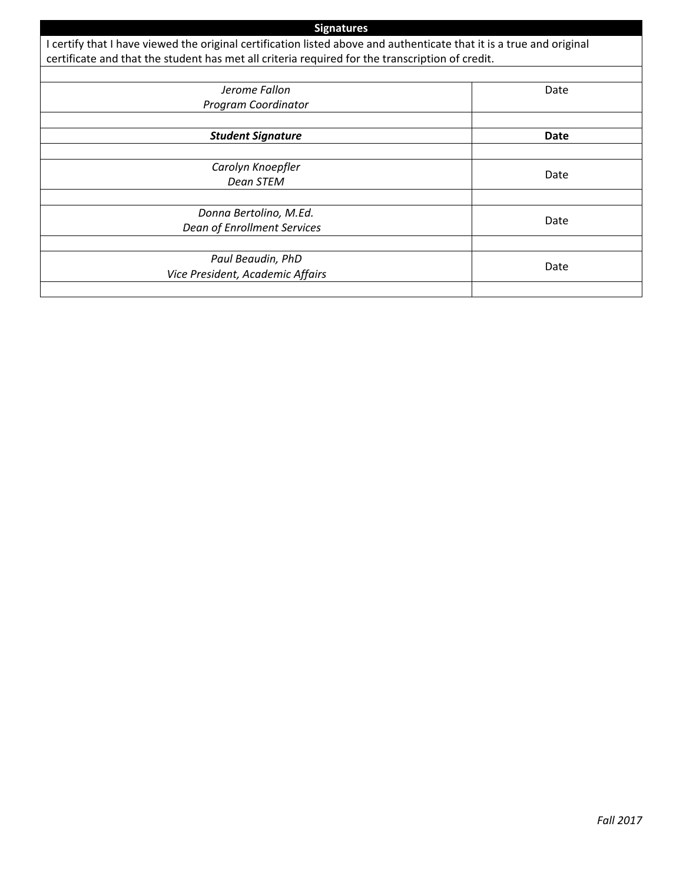## Signatures

I certify that I have viewed the original certification listed above and authenticate that it is a true and original certificate and that the student has met all criteria required for the transcription of credit.

| | |
|---|---|
| | |
| *Jerome Fallon*<br>*Program Coordinator* | Date |
| | |
| ***Student Signature*** | **Date** |
| | |
| *Carolyn Knoepfler*<br>*Dean STEM* | Date |
| | |
| *Donna Bertolino, M.Ed.*<br>*Dean of Enrollment Services* | Date |
| | |
| *Paul Beaudin, PhD*<br>*Vice President, Academic Affairs* | Date |
| | |

*Fall 2017*